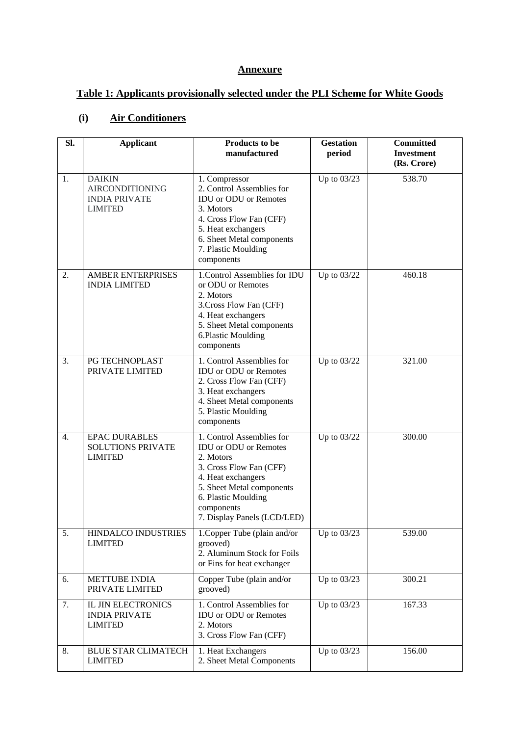# Annexure

## Table 1: Applicants provisionally selected under the PLI Scheme for White Goods

### (i) Air Conditioners

| Sl. | Applicant | Products to be manufactured | Gestation period | Committed Investment (Rs. Crore) |
|---|---|---|---|---|
| 1. | DAIKIN AIRCONDITIONING INDIA PRIVATE LIMITED | 1. Compressor<br>2. Control Assemblies for IDU or ODU or Remotes<br>3. Motors<br>4. Cross Flow Fan (CFF)<br>5. Heat exchangers<br>6. Sheet Metal components<br>7. Plastic Moulding components | Up to 03/23 | 538.70 |
| 2. | AMBER ENTERPRISES INDIA LIMITED | 1.Control Assemblies for IDU or ODU or Remotes<br>2. Motors<br>3.Cross Flow Fan (CFF)<br>4. Heat exchangers<br>5. Sheet Metal components<br>6.Plastic Moulding components | Up to 03/22 | 460.18 |
| 3. | PG TECHNOPLAST PRIVATE LIMITED | 1. Control Assemblies for IDU or ODU or Remotes<br>2. Cross Flow Fan (CFF)<br>3. Heat exchangers<br>4. Sheet Metal components<br>5. Plastic Moulding components | Up to 03/22 | 321.00 |
| 4. | EPAC DURABLES SOLUTIONS PRIVATE LIMITED | 1. Control Assemblies for IDU or ODU or Remotes<br>2. Motors<br>3. Cross Flow Fan (CFF)<br>4. Heat exchangers<br>5. Sheet Metal components<br>6. Plastic Moulding components<br>7. Display Panels (LCD/LED) | Up to 03/22 | 300.00 |
| 5. | HINDALCO INDUSTRIES LIMITED | 1.Copper Tube (plain and/or grooved)<br>2. Aluminum Stock for Foils or Fins for heat exchanger | Up to 03/23 | 539.00 |
| 6. | METTUBE INDIA PRIVATE LIMITED | Copper Tube (plain and/or grooved) | Up to 03/23 | 300.21 |
| 7. | IL JIN ELECTRONICS INDIA PRIVATE LIMITED | 1. Control Assemblies for IDU or ODU or Remotes<br>2. Motors<br>3. Cross Flow Fan (CFF) | Up to 03/23 | 167.33 |
| 8. | BLUE STAR CLIMATECH LIMITED | 1. Heat Exchangers<br>2. Sheet Metal Components | Up to 03/23 | 156.00 |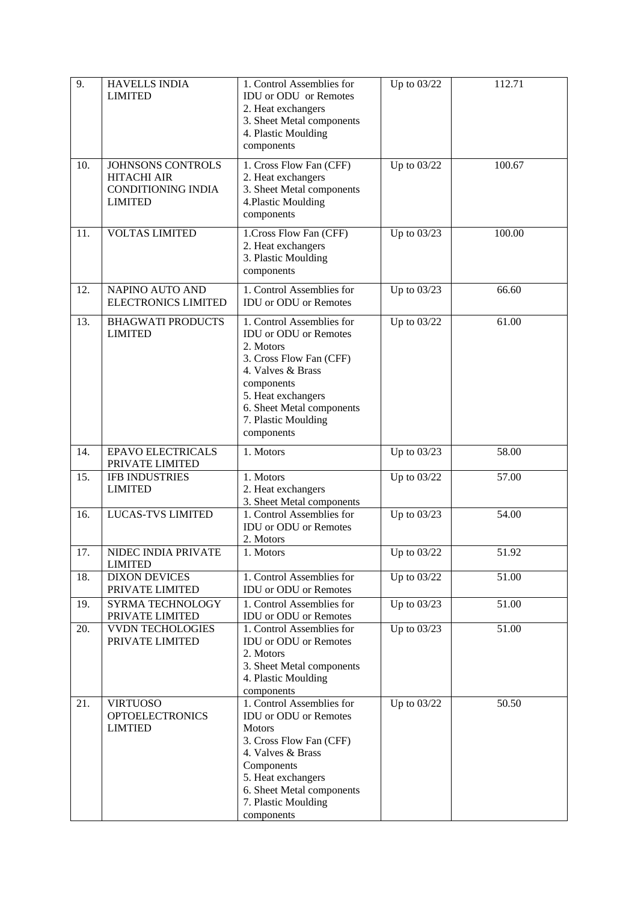| 9. | HAVELLS INDIA LIMITED | 1. Control Assemblies for IDU or ODU or Remotes<br>2. Heat exchangers<br>3. Sheet Metal components<br>4. Plastic Moulding components | Up to 03/22 | 112.71 |
|---|---|---|---|---|
| 10. | JOHNSONS CONTROLS HITACHI AIR CONDITIONING INDIA LIMITED | 1. Cross Flow Fan (CFF)<br>2. Heat exchangers<br>3. Sheet Metal components<br>4.Plastic Moulding components | Up to 03/22 | 100.67 |
| 11. | VOLTAS LIMITED | 1.Cross Flow Fan (CFF)<br>2. Heat exchangers<br>3. Plastic Moulding components | Up to 03/23 | 100.00 |
| 12. | NAPINO AUTO AND ELECTRONICS LIMITED | 1. Control Assemblies for IDU or ODU or Remotes | Up to 03/23 | 66.60 |
| 13. | BHAGWATI PRODUCTS LIMITED | 1. Control Assemblies for IDU or ODU or Remotes<br>2. Motors<br>3. Cross Flow Fan (CFF)<br>4. Valves & Brass components<br>5. Heat exchangers<br>6. Sheet Metal components<br>7. Plastic Moulding components | Up to 03/22 | 61.00 |
| 14. | EPAVO ELECTRICALS PRIVATE LIMITED | 1. Motors | Up to 03/23 | 58.00 |
| 15. | IFB INDUSTRIES LIMITED | 1. Motors<br>2. Heat exchangers<br>3. Sheet Metal components | Up to 03/22 | 57.00 |
| 16. | LUCAS-TVS LIMITED | 1. Control Assemblies for IDU or ODU or Remotes<br>2. Motors | Up to 03/23 | 54.00 |
| 17. | NIDEC INDIA PRIVATE LIMITED | 1. Motors | Up to 03/22 | 51.92 |
| 18. | DIXON DEVICES PRIVATE LIMITED | 1. Control Assemblies for IDU or ODU or Remotes | Up to 03/22 | 51.00 |
| 19. | SYRMA TECHNOLOGY PRIVATE LIMITED | 1. Control Assemblies for IDU or ODU or Remotes | Up to 03/23 | 51.00 |
| 20. | VVDN TECHOLOGIES PRIVATE LIMITED | 1. Control Assemblies for IDU or ODU or Remotes<br>2. Motors<br>3. Sheet Metal components<br>4. Plastic Moulding components | Up to 03/23 | 51.00 |
| 21. | VIRTUOSO OPTOELECTRONICS LIMTIED | 1. Control Assemblies for IDU or ODU or Remotes<br>Motors<br>3. Cross Flow Fan (CFF)<br>4. Valves & Brass Components<br>5. Heat exchangers<br>6. Sheet Metal components<br>7. Plastic Moulding components | Up to 03/22 | 50.50 |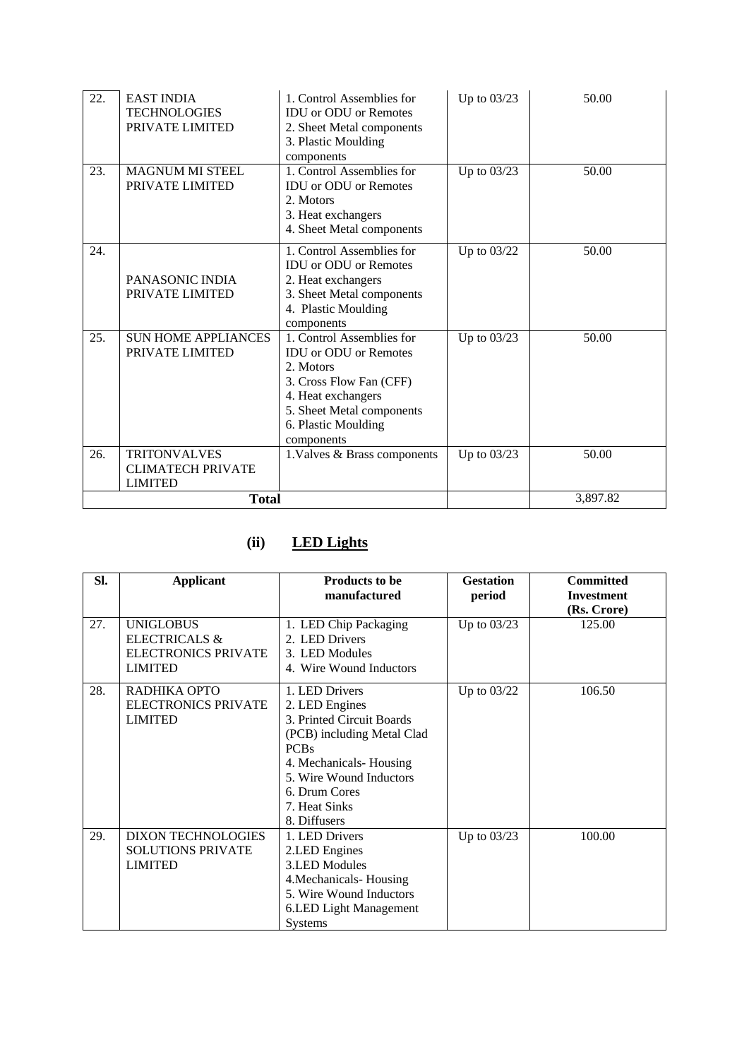| | | | | |
|---|---|---|---|---|
| 22. | EAST INDIA TECHNOLOGIES PRIVATE LIMITED | 1. Control Assemblies for IDU or ODU or Remotes<br>2. Sheet Metal components<br>3. Plastic Moulding components | Up to 03/23 | 50.00 |
| 23. | MAGNUM MI STEEL PRIVATE LIMITED | 1. Control Assemblies for IDU or ODU or Remotes<br>2. Motors<br>3. Heat exchangers<br>4. Sheet Metal components | Up to 03/23 | 50.00 |
| 24. | PANASONIC INDIA PRIVATE LIMITED | 1. Control Assemblies for IDU or ODU or Remotes<br>2. Heat exchangers<br>3. Sheet Metal components<br>4. Plastic Moulding components | Up to 03/22 | 50.00 |
| 25. | SUN HOME APPLIANCES PRIVATE LIMITED | 1. Control Assemblies for IDU or ODU or Remotes<br>2. Motors<br>3. Cross Flow Fan (CFF)<br>4. Heat exchangers<br>5. Sheet Metal components<br>6. Plastic Moulding components | Up to 03/23 | 50.00 |
| 26. | TRITONVALVES CLIMATECH PRIVATE LIMITED | 1.Valves & Brass components | Up to 03/23 | 50.00 |
| **Total** | | | | 3,897.82 |

## (ii) LED Lights

| Sl. | Applicant | Products to be manufactured | Gestation period | Committed Investment (Rs. Crore) |
|---|---|---|---|---|
| 27. | UNIGLOBUS ELECTRICALS & ELECTRONICS PRIVATE LIMITED | 1. LED Chip Packaging<br>2. LED Drivers<br>3. LED Modules<br>4. Wire Wound Inductors | Up to 03/23 | 125.00 |
| 28. | RADHIKA OPTO ELECTRONICS PRIVATE LIMITED | 1. LED Drivers<br>2. LED Engines<br>3. Printed Circuit Boards (PCB) including Metal Clad PCBs<br>4. Mechanicals- Housing<br>5. Wire Wound Inductors<br>6. Drum Cores<br>7. Heat Sinks<br>8. Diffusers | Up to 03/22 | 106.50 |
| 29. | DIXON TECHNOLOGIES SOLUTIONS PRIVATE LIMITED | 1. LED Drivers<br>2.LED Engines<br>3.LED Modules<br>4.Mechanicals- Housing<br>5. Wire Wound Inductors<br>6.LED Light Management Systems | Up to 03/23 | 100.00 |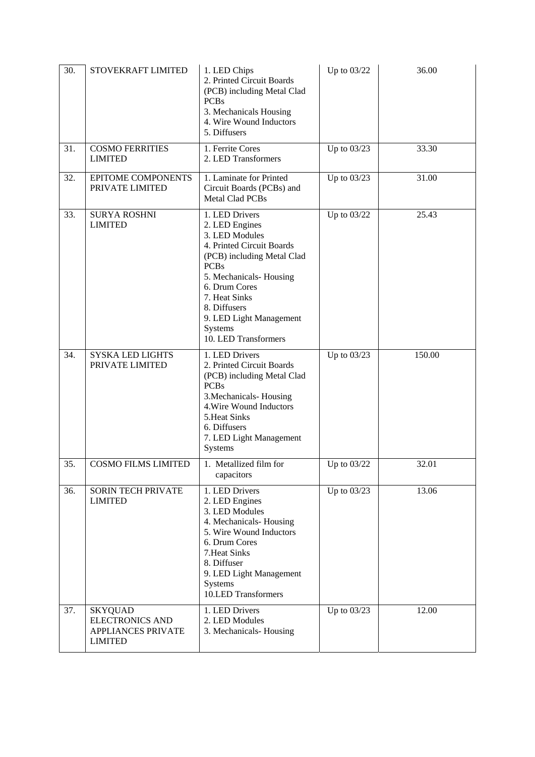| 30. | STOVEKRAFT LIMITED | 1. LED Chips<br>2. Printed Circuit Boards (PCB) including Metal Clad PCBs<br>3. Mechanicals Housing<br>4. Wire Wound Inductors<br>5. Diffusers | Up to 03/22 | 36.00 |
|---|---|---|---|---|
| 31. | COSMO FERRITIES LIMITED | 1. Ferrite Cores<br>2. LED Transformers | Up to 03/23 | 33.30 |
| 32. | EPITOME COMPONENTS PRIVATE LIMITED | 1. Laminate for Printed Circuit Boards (PCBs) and Metal Clad PCBs | Up to 03/23 | 31.00 |
| 33. | SURYA ROSHNI LIMITED | 1. LED Drivers<br>2. LED Engines<br>3. LED Modules<br>4. Printed Circuit Boards (PCB) including Metal Clad PCBs<br>5. Mechanicals- Housing<br>6. Drum Cores<br>7. Heat Sinks<br>8. Diffusers<br>9. LED Light Management Systems<br>10. LED Transformers | Up to 03/22 | 25.43 |
| 34. | SYSKA LED LIGHTS PRIVATE LIMITED | 1. LED Drivers<br>2. Printed Circuit Boards (PCB) including Metal Clad PCBs<br>3.Mechanicals- Housing<br>4.Wire Wound Inductors<br>5.Heat Sinks<br>6. Diffusers<br>7. LED Light Management Systems | Up to 03/23 | 150.00 |
| 35. | COSMO FILMS LIMITED | 1. Metallized film for capacitors | Up to 03/22 | 32.01 |
| 36. | SORIN TECH PRIVATE LIMITED | 1. LED Drivers<br>2. LED Engines<br>3. LED Modules<br>4. Mechanicals- Housing<br>5. Wire Wound Inductors<br>6. Drum Cores<br>7.Heat Sinks<br>8. Diffuser<br>9. LED Light Management Systems<br>10.LED Transformers | Up to 03/23 | 13.06 |
| 37. | SKYQUAD ELECTRONICS AND APPLIANCES PRIVATE LIMITED | 1. LED Drivers<br>2. LED Modules<br>3. Mechanicals- Housing | Up to 03/23 | 12.00 |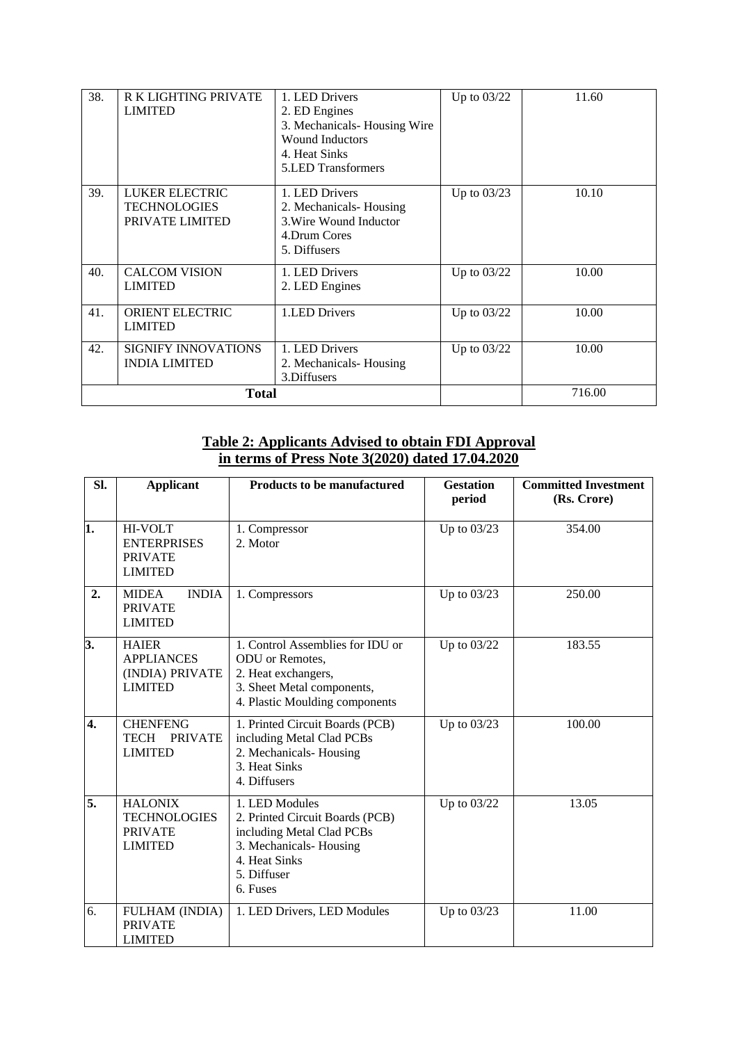| | | | | |
|---|---|---|---|---|
| 38. | R K LIGHTING PRIVATE LIMITED | 1. LED Drivers<br>2. ED Engines<br>3. Mechanicals- Housing Wire Wound Inductors<br>4. Heat Sinks<br>5.LED Transformers | Up to 03/22 | 11.60 |
| 39. | LUKER ELECTRIC TECHNOLOGIES PRIVATE LIMITED | 1. LED Drivers<br>2. Mechanicals- Housing<br>3.Wire Wound Inductor<br>4.Drum Cores<br>5. Diffusers | Up to 03/23 | 10.10 |
| 40. | CALCOM VISION LIMITED | 1. LED Drivers<br>2. LED Engines | Up to 03/22 | 10.00 |
| 41. | ORIENT ELECTRIC LIMITED | 1.LED Drivers | Up to 03/22 | 10.00 |
| 42. | SIGNIFY INNOVATIONS INDIA LIMITED | 1. LED Drivers<br>2. Mechanicals- Housing<br>3.Diffusers | Up to 03/22 | 10.00 |
| **Total** | | | | 716.00 |

**Table 2: Applicants Advised to obtain FDI Approval in terms of Press Note 3(2020) dated 17.04.2020**

| Sl. | Applicant | Products to be manufactured | Gestation period | Committed Investment (Rs. Crore) |
|---|---|---|---|---|
| **1.** | HI-VOLT ENTERPRISES PRIVATE LIMITED | 1. Compressor<br>2. Motor | Up to 03/23 | 354.00 |
| **2.** | MIDEA INDIA PRIVATE LIMITED | 1. Compressors | Up to 03/23 | 250.00 |
| **3.** | HAIER APPLIANCES (INDIA) PRIVATE LIMITED | 1. Control Assemblies for IDU or ODU or Remotes,<br>2. Heat exchangers,<br>3. Sheet Metal components,<br>4. Plastic Moulding components | Up to 03/22 | 183.55 |
| **4.** | CHENFENG TECH PRIVATE LIMITED | 1. Printed Circuit Boards (PCB) including Metal Clad PCBs<br>2. Mechanicals- Housing<br>3. Heat Sinks<br>4. Diffusers | Up to 03/23 | 100.00 |
| **5.** | HALONIX TECHNOLOGIES PRIVATE LIMITED | 1. LED Modules<br>2. Printed Circuit Boards (PCB) including Metal Clad PCBs<br>3. Mechanicals- Housing<br>4. Heat Sinks<br>5. Diffuser<br>6. Fuses | Up to 03/22 | 13.05 |
| 6. | FULHAM (INDIA) PRIVATE LIMITED | 1. LED Drivers, LED Modules | Up to 03/23 | 11.00 |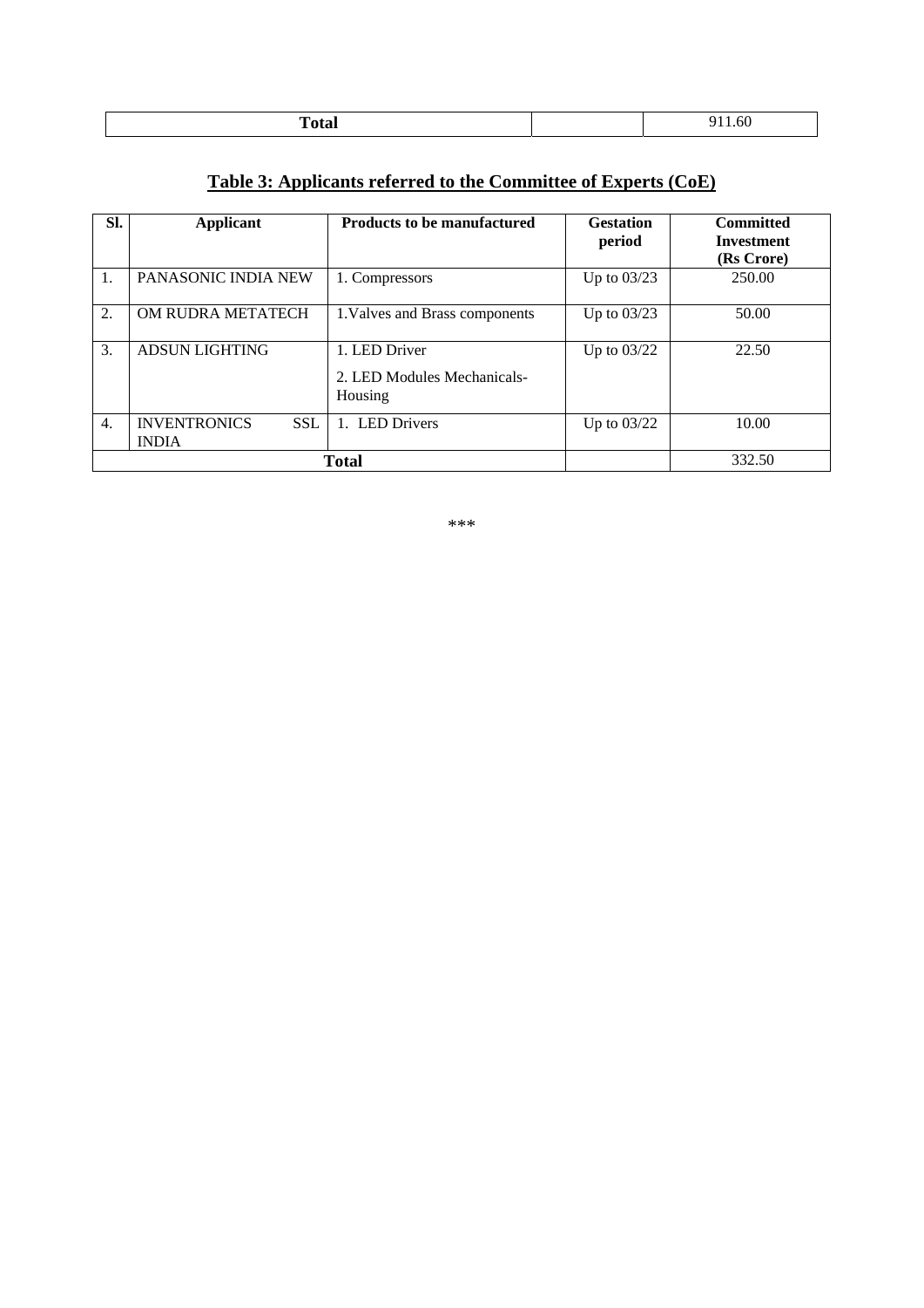| | | |
|---|---|---|
| **Total** | | 911.60 |

**Table 3: Applicants referred to the Committee of Experts (CoE)**

| Sl. | Applicant | Products to be manufactured | Gestation period | Committed Investment (Rs Crore) |
|---|---|---|---|---|
| 1. | PANASONIC INDIA NEW | 1. Compressors | Up to 03/23 | 250.00 |
| 2. | OM RUDRA METATECH | 1.Valves and Brass components | Up to 03/23 | 50.00 |
| 3. | ADSUN LIGHTING | 1. LED Driver<br>2. LED Modules Mechanicals-Housing | Up to 03/22 | 22.50 |
| 4. | INVENTRONICS SSL INDIA | 1. LED Drivers | Up to 03/22 | 10.00 |
| **Total** | | | | 332.50 |

***